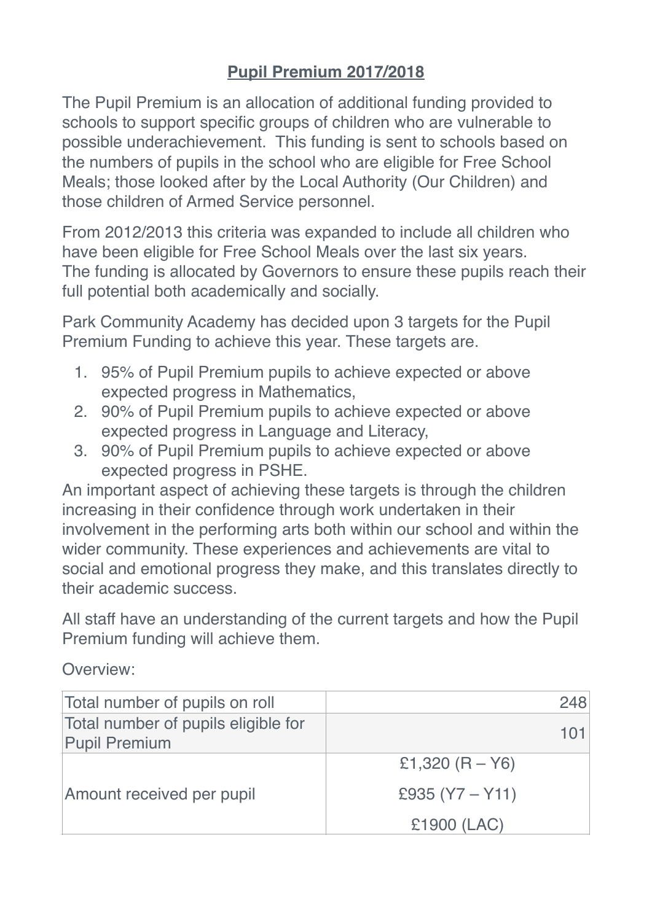# **Pupil Premium 2017/2018**

The Pupil Premium is an allocation of additional funding provided to schools to support specific groups of children who are vulnerable to possible underachievement. This funding is sent to schools based on the numbers of pupils in the school who are eligible for Free School Meals; those looked after by the Local Authority (Our Children) and those children of Armed Service personnel.

From 2012/2013 this criteria was expanded to include all children who have been eligible for Free School Meals over the last six years. The funding is allocated by Governors to ensure these pupils reach their full potential both academically and socially.

Park Community Academy has decided upon 3 targets for the Pupil Premium Funding to achieve this year. These targets are.

1. 95% of Pupil Premium pupils to achieve expected or above expected progress in Mathematics,
2. 90% of Pupil Premium pupils to achieve expected or above expected progress in Language and Literacy,
3. 90% of Pupil Premium pupils to achieve expected or above expected progress in PSHE.

An important aspect of achieving these targets is through the children increasing in their confidence through work undertaken in their involvement in the performing arts both within our school and within the wider community. These experiences and achievements are vital to social and emotional progress they make, and this translates directly to their academic success.

All staff have an understanding of the current targets and how the Pupil Premium funding will achieve them.

Overview:

| | |
|---|---|
| Total number of pupils on roll | 248 |
| Total number of pupils eligible for Pupil Premium | 101 |
| Amount received per pupil | £1,320 (R – Y6)<br>£935 (Y7 – Y11)<br>£1900 (LAC) |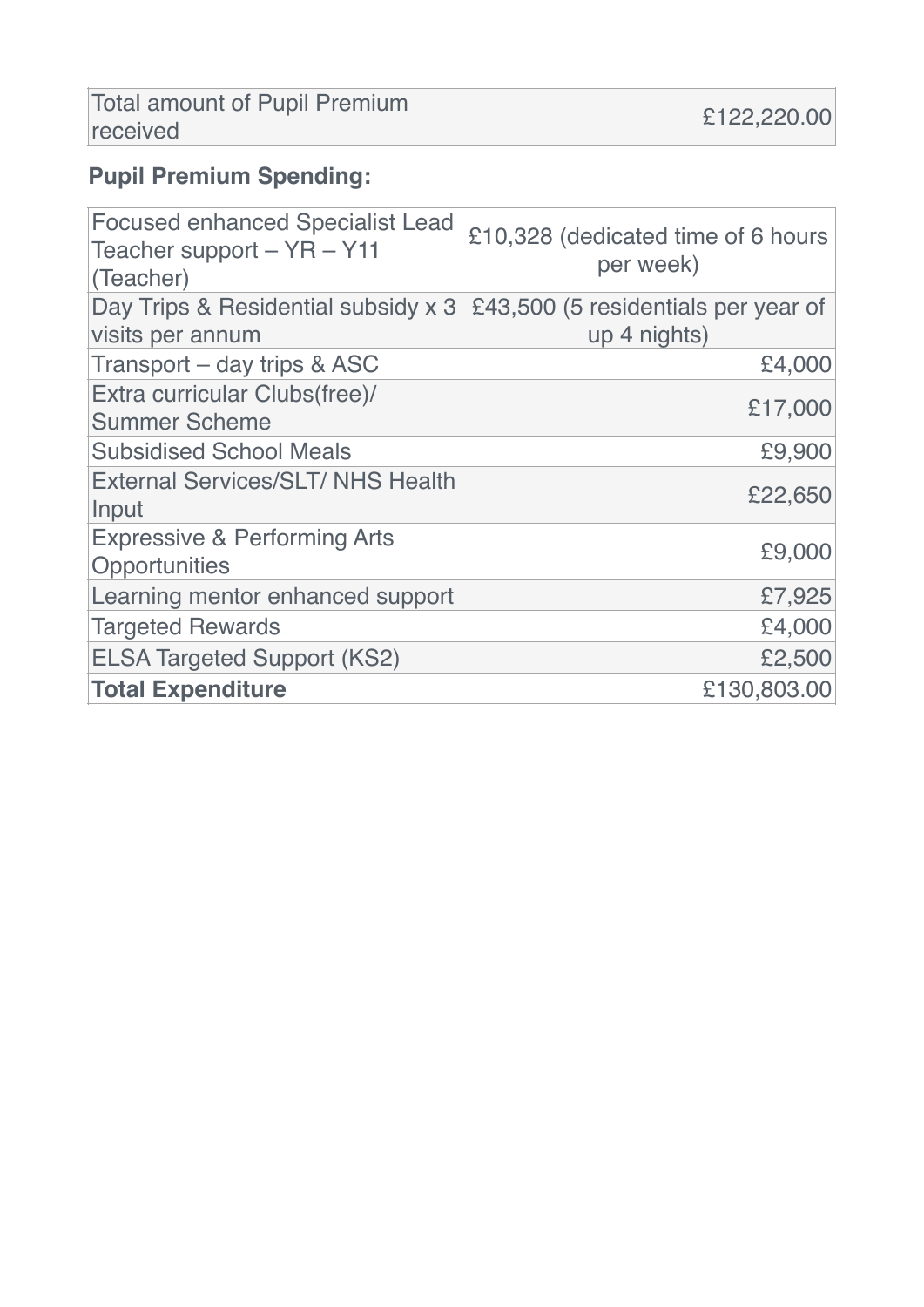| | |
|---|---|
| Total amount of Pupil Premium received | £122,220.00 |

**Pupil Premium Spending:**

| | |
|---|---|
| Focused enhanced Specialist Lead Teacher support – YR – Y11 (Teacher) | £10,328 (dedicated time of 6 hours per week) |
| Day Trips & Residential subsidy x 3 visits per annum | £43,500 (5 residentials per year of up 4 nights) |
| Transport – day trips & ASC | £4,000 |
| Extra curricular Clubs(free)/ Summer Scheme | £17,000 |
| Subsidised School Meals | £9,900 |
| External Services/SLT/ NHS Health Input | £22,650 |
| Expressive & Performing Arts Opportunities | £9,000 |
| Learning mentor enhanced support | £7,925 |
| Targeted Rewards | £4,000 |
| ELSA Targeted Support (KS2) | £2,500 |
| **Total Expenditure** | £130,803.00 |